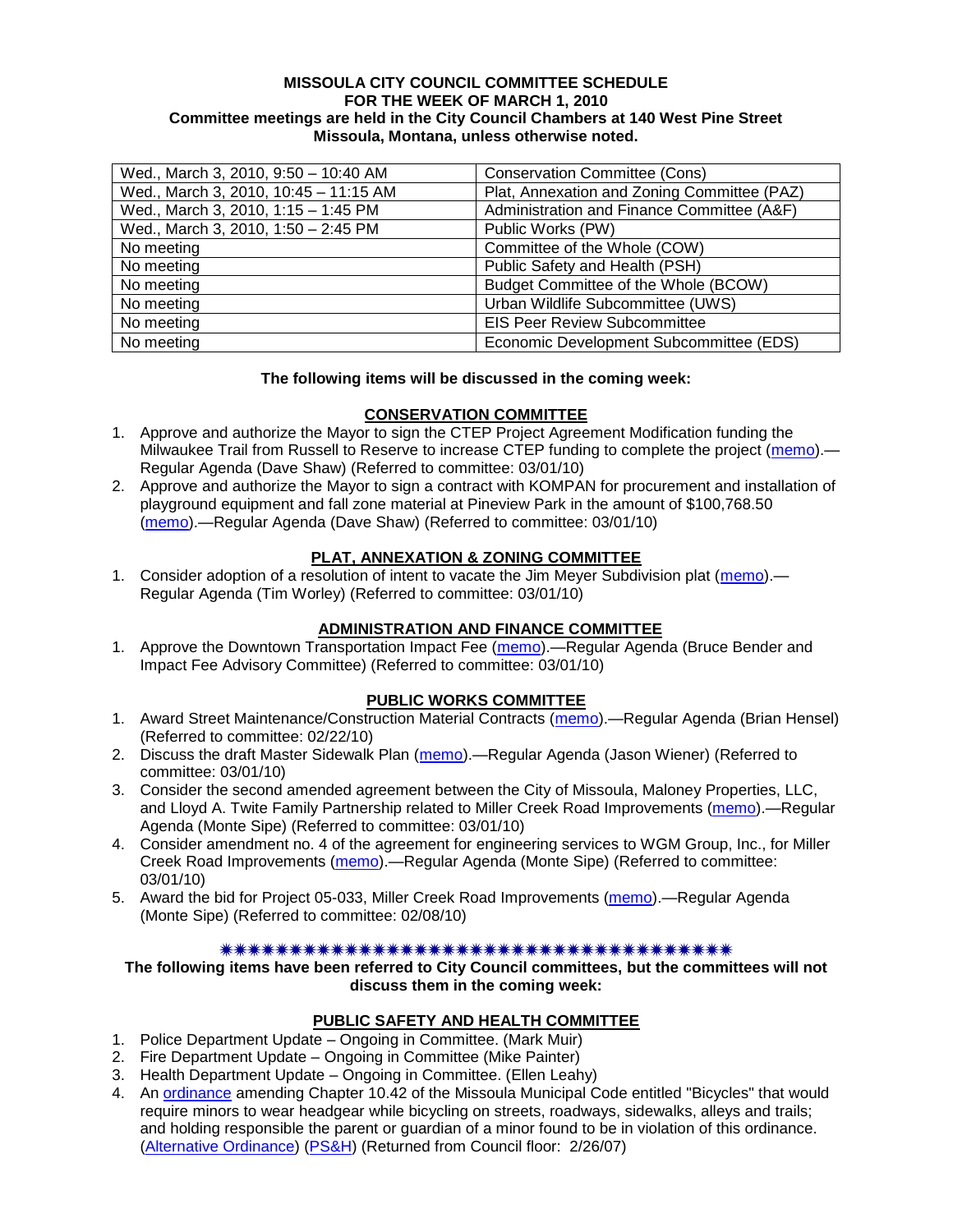**MISSOULA CITY COUNCIL COMMITTEE SCHEDULE**
**FOR THE WEEK OF MARCH 1, 2010**
**Committee meetings are held in the City Council Chambers at 140 West Pine Street Missoula, Montana, unless otherwise noted.**

| | |
|---|---|
| Wed., March 3, 2010, 9:50 – 10:40 AM | Conservation Committee (Cons) |
| Wed., March 3, 2010, 10:45 – 11:15 AM | Plat, Annexation and Zoning Committee (PAZ) |
| Wed., March 3, 2010, 1:15 – 1:45 PM | Administration and Finance Committee (A&F) |
| Wed., March 3, 2010, 1:50 – 2:45 PM | Public Works (PW) |
| No meeting | Committee of the Whole (COW) |
| No meeting | Public Safety and Health (PSH) |
| No meeting | Budget Committee of the Whole (BCOW) |
| No meeting | Urban Wildlife Subcommittee (UWS) |
| No meeting | EIS Peer Review Subcommittee |
| No meeting | Economic Development Subcommittee (EDS) |

**The following items will be discussed in the coming week:**

## CONSERVATION COMMITTEE

1. Approve and authorize the Mayor to sign the CTEP Project Agreement Modification funding the Milwaukee Trail from Russell to Reserve to increase CTEP funding to complete the project (memo).—Regular Agenda (Dave Shaw) (Referred to committee: 03/01/10)
2. Approve and authorize the Mayor to sign a contract with KOMPAN for procurement and installation of playground equipment and fall zone material at Pineview Park in the amount of $100,768.50 (memo).—Regular Agenda (Dave Shaw) (Referred to committee: 03/01/10)

## PLAT, ANNEXATION & ZONING COMMITTEE

1. Consider adoption of a resolution of intent to vacate the Jim Meyer Subdivision plat (memo).—Regular Agenda (Tim Worley) (Referred to committee: 03/01/10)

## ADMINISTRATION AND FINANCE COMMITTEE

1. Approve the Downtown Transportation Impact Fee (memo).—Regular Agenda (Bruce Bender and Impact Fee Advisory Committee) (Referred to committee: 03/01/10)

## PUBLIC WORKS COMMITTEE

1. Award Street Maintenance/Construction Material Contracts (memo).—Regular Agenda (Brian Hensel) (Referred to committee: 02/22/10)
2. Discuss the draft Master Sidewalk Plan (memo).—Regular Agenda (Jason Wiener) (Referred to committee: 03/01/10)
3. Consider the second amended agreement between the City of Missoula, Maloney Properties, LLC, and Lloyd A. Twite Family Partnership related to Miller Creek Road Improvements (memo).—Regular Agenda (Monte Sipe) (Referred to committee: 03/01/10)
4. Consider amendment no. 4 of the agreement for engineering services to WGM Group, Inc., for Miller Creek Road Improvements (memo).—Regular Agenda (Monte Sipe) (Referred to committee: 03/01/10)
5. Award the bid for Project 05-033, Miller Creek Road Improvements (memo).—Regular Agenda (Monte Sipe) (Referred to committee: 02/08/10)

✷✷✷✷✷✷✷✷✷✷✷✷✷✷✷✷✷✷✷✷✷✷✷✷✷✷✷✷✷✷✷✷✷✷✷✷✷✷

**The following items have been referred to City Council committees, but the committees will not discuss them in the coming week:**

## PUBLIC SAFETY AND HEALTH COMMITTEE

1. Police Department Update – Ongoing in Committee. (Mark Muir)
2. Fire Department Update – Ongoing in Committee (Mike Painter)
3. Health Department Update – Ongoing in Committee. (Ellen Leahy)
4. An ordinance amending Chapter 10.42 of the Missoula Municipal Code entitled "Bicycles" that would require minors to wear headgear while bicycling on streets, roadways, sidewalks, alleys and trails; and holding responsible the parent or guardian of a minor found to be in violation of this ordinance. (Alternative Ordinance) (PS&H) (Returned from Council floor: 2/26/07)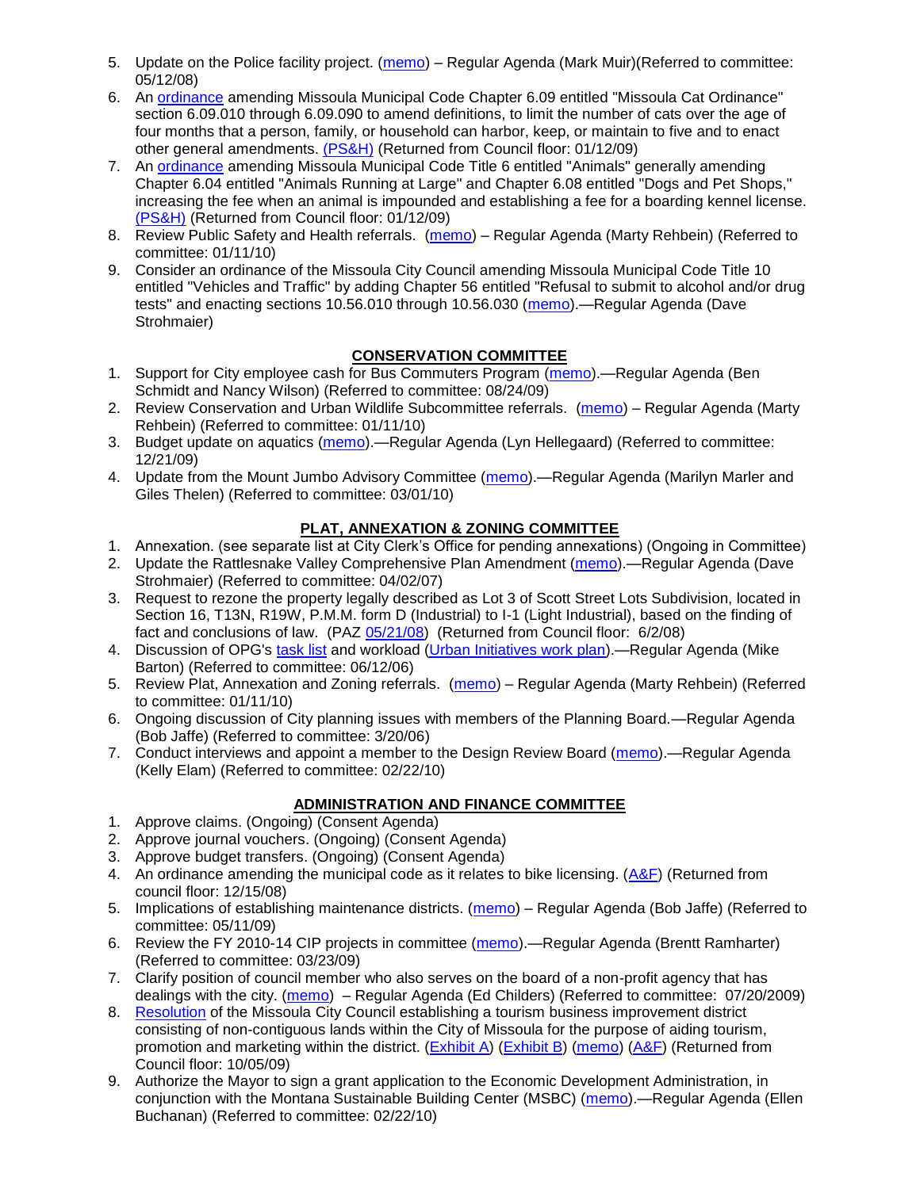5. Update on the Police facility project. (memo) – Regular Agenda (Mark Muir)(Referred to committee: 05/12/08)
6. An ordinance amending Missoula Municipal Code Chapter 6.09 entitled "Missoula Cat Ordinance" section 6.09.010 through 6.09.090 to amend definitions, to limit the number of cats over the age of four months that a person, family, or household can harbor, keep, or maintain to five and to enact other general amendments. (PS&H) (Returned from Council floor: 01/12/09)
7. An ordinance amending Missoula Municipal Code Title 6 entitled "Animals" generally amending Chapter 6.04 entitled "Animals Running at Large" and Chapter 6.08 entitled "Dogs and Pet Shops," increasing the fee when an animal is impounded and establishing a fee for a boarding kennel license. (PS&H) (Returned from Council floor: 01/12/09)
8. Review Public Safety and Health referrals. (memo) – Regular Agenda (Marty Rehbein) (Referred to committee: 01/11/10)
9. Consider an ordinance of the Missoula City Council amending Missoula Municipal Code Title 10 entitled "Vehicles and Traffic" by adding Chapter 56 entitled "Refusal to submit to alcohol and/or drug tests" and enacting sections 10.56.010 through 10.56.030 (memo).—Regular Agenda (Dave Strohmaier)

## CONSERVATION COMMITTEE

1. Support for City employee cash for Bus Commuters Program (memo).—Regular Agenda (Ben Schmidt and Nancy Wilson) (Referred to committee: 08/24/09)
2. Review Conservation and Urban Wildlife Subcommittee referrals. (memo) – Regular Agenda (Marty Rehbein) (Referred to committee: 01/11/10)
3. Budget update on aquatics (memo).—Regular Agenda (Lyn Hellegaard) (Referred to committee: 12/21/09)
4. Update from the Mount Jumbo Advisory Committee (memo).—Regular Agenda (Marilyn Marler and Giles Thelen) (Referred to committee: 03/01/10)

## PLAT, ANNEXATION & ZONING COMMITTEE

1. Annexation. (see separate list at City Clerk's Office for pending annexations) (Ongoing in Committee)
2. Update the Rattlesnake Valley Comprehensive Plan Amendment (memo).—Regular Agenda (Dave Strohmaier) (Referred to committee: 04/02/07)
3. Request to rezone the property legally described as Lot 3 of Scott Street Lots Subdivision, located in Section 16, T13N, R19W, P.M.M. form D (Industrial) to I-1 (Light Industrial), based on the finding of fact and conclusions of law. (PAZ 05/21/08) (Returned from Council floor: 6/2/08)
4. Discussion of OPG's task list and workload (Urban Initiatives work plan).—Regular Agenda (Mike Barton) (Referred to committee: 06/12/06)
5. Review Plat, Annexation and Zoning referrals. (memo) – Regular Agenda (Marty Rehbein) (Referred to committee: 01/11/10)
6. Ongoing discussion of City planning issues with members of the Planning Board.—Regular Agenda (Bob Jaffe) (Referred to committee: 3/20/06)
7. Conduct interviews and appoint a member to the Design Review Board (memo).—Regular Agenda (Kelly Elam) (Referred to committee: 02/22/10)

## ADMINISTRATION AND FINANCE COMMITTEE

1. Approve claims. (Ongoing) (Consent Agenda)
2. Approve journal vouchers. (Ongoing) (Consent Agenda)
3. Approve budget transfers. (Ongoing) (Consent Agenda)
4. An ordinance amending the municipal code as it relates to bike licensing. (A&F) (Returned from council floor: 12/15/08)
5. Implications of establishing maintenance districts. (memo) – Regular Agenda (Bob Jaffe) (Referred to committee: 05/11/09)
6. Review the FY 2010-14 CIP projects in committee (memo).—Regular Agenda (Brentt Ramharter) (Referred to committee: 03/23/09)
7. Clarify position of council member who also serves on the board of a non-profit agency that has dealings with the city. (memo) – Regular Agenda (Ed Childers) (Referred to committee: 07/20/2009)
8. Resolution of the Missoula City Council establishing a tourism business improvement district consisting of non-contiguous lands within the City of Missoula for the purpose of aiding tourism, promotion and marketing within the district. (Exhibit A) (Exhibit B) (memo) (A&F) (Returned from Council floor: 10/05/09)
9. Authorize the Mayor to sign a grant application to the Economic Development Administration, in conjunction with the Montana Sustainable Building Center (MSBC) (memo).—Regular Agenda (Ellen Buchanan) (Referred to committee: 02/22/10)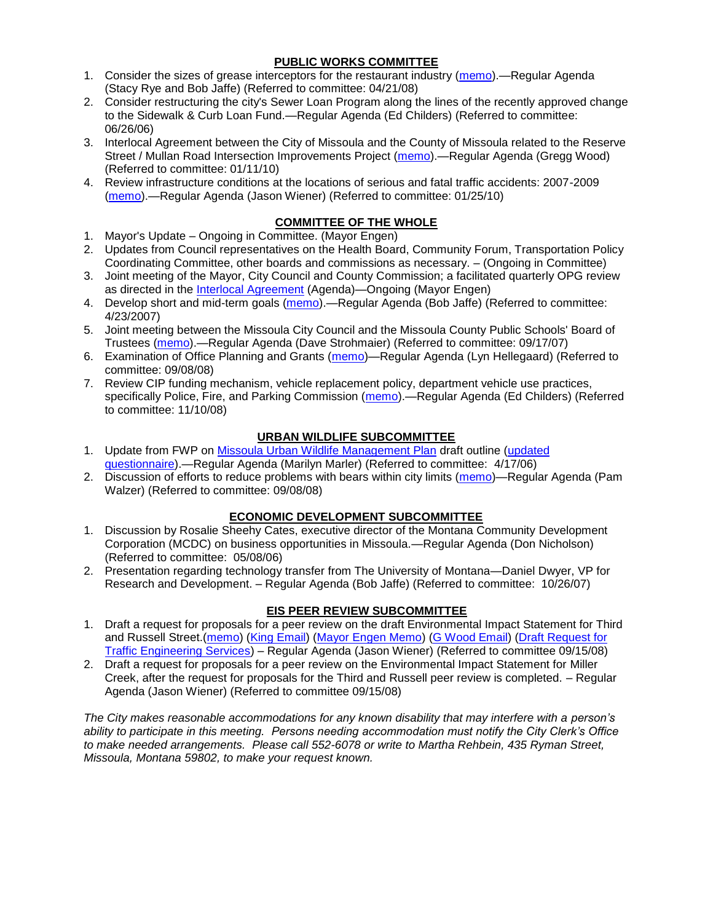**PUBLIC WORKS COMMITTEE**

1. Consider the sizes of grease interceptors for the restaurant industry (memo).—Regular Agenda (Stacy Rye and Bob Jaffe) (Referred to committee: 04/21/08)
2. Consider restructuring the city's Sewer Loan Program along the lines of the recently approved change to the Sidewalk & Curb Loan Fund.—Regular Agenda (Ed Childers) (Referred to committee: 06/26/06)
3. Interlocal Agreement between the City of Missoula and the County of Missoula related to the Reserve Street / Mullan Road Intersection Improvements Project (memo).—Regular Agenda (Gregg Wood) (Referred to committee: 01/11/10)
4. Review infrastructure conditions at the locations of serious and fatal traffic accidents: 2007-2009 (memo).—Regular Agenda (Jason Wiener) (Referred to committee: 01/25/10)

**COMMITTEE OF THE WHOLE**

1. Mayor's Update – Ongoing in Committee. (Mayor Engen)
2. Updates from Council representatives on the Health Board, Community Forum, Transportation Policy Coordinating Committee, other boards and commissions as necessary. – (Ongoing in Committee)
3. Joint meeting of the Mayor, City Council and County Commission; a facilitated quarterly OPG review as directed in the Interlocal Agreement (Agenda)—Ongoing (Mayor Engen)
4. Develop short and mid-term goals (memo).—Regular Agenda (Bob Jaffe) (Referred to committee: 4/23/2007)
5. Joint meeting between the Missoula City Council and the Missoula County Public Schools' Board of Trustees (memo).—Regular Agenda (Dave Strohmaier) (Referred to committee: 09/17/07)
6. Examination of Office Planning and Grants (memo)—Regular Agenda (Lyn Hellegaard) (Referred to committee: 09/08/08)
7. Review CIP funding mechanism, vehicle replacement policy, department vehicle use practices, specifically Police, Fire, and Parking Commission (memo).—Regular Agenda (Ed Childers) (Referred to committee: 11/10/08)

**URBAN WILDLIFE SUBCOMMITTEE**

1. Update from FWP on Missoula Urban Wildlife Management Plan draft outline (updated questionnaire).—Regular Agenda (Marilyn Marler) (Referred to committee: 4/17/06)
2. Discussion of efforts to reduce problems with bears within city limits (memo)—Regular Agenda (Pam Walzer) (Referred to committee: 09/08/08)

**ECONOMIC DEVELOPMENT SUBCOMMITTEE**

1. Discussion by Rosalie Sheehy Cates, executive director of the Montana Community Development Corporation (MCDC) on business opportunities in Missoula.—Regular Agenda (Don Nicholson) (Referred to committee: 05/08/06)
2. Presentation regarding technology transfer from The University of Montana—Daniel Dwyer, VP for Research and Development. – Regular Agenda (Bob Jaffe) (Referred to committee: 10/26/07)

**EIS PEER REVIEW SUBCOMMITTEE**

1. Draft a request for proposals for a peer review on the draft Environmental Impact Statement for Third and Russell Street.(memo) (King Email) (Mayor Engen Memo) (G Wood Email) (Draft Request for Traffic Engineering Services) – Regular Agenda (Jason Wiener) (Referred to committee 09/15/08)
2. Draft a request for proposals for a peer review on the Environmental Impact Statement for Miller Creek, after the request for proposals for the Third and Russell peer review is completed. – Regular Agenda (Jason Wiener) (Referred to committee 09/15/08)

*The City makes reasonable accommodations for any known disability that may interfere with a person's ability to participate in this meeting. Persons needing accommodation must notify the City Clerk's Office to make needed arrangements. Please call 552-6078 or write to Martha Rehbein, 435 Ryman Street, Missoula, Montana 59802, to make your request known.*